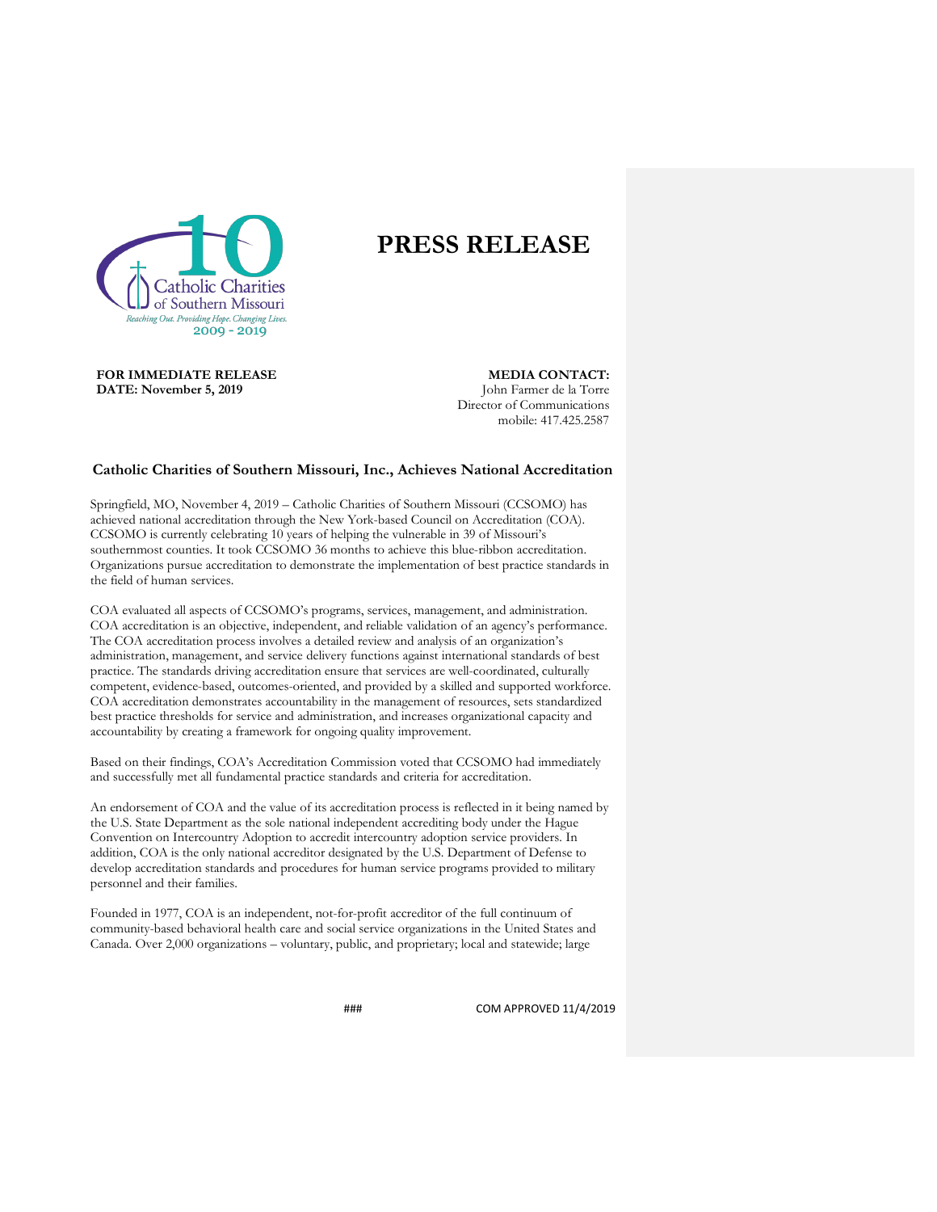# PRESS RELEASE

**FOR IMMEDIATE RELEASE**
**DATE: November 5, 2019**

**MEDIA CONTACT:**
John Farmer de la Torre
Director of Communications
mobile: 417.425.2587

## Catholic Charities of Southern Missouri, Inc., Achieves National Accreditation

Springfield, MO, November 4, 2019 – Catholic Charities of Southern Missouri (CCSOMO) has achieved national accreditation through the New York-based Council on Accreditation (COA). CCSOMO is currently celebrating 10 years of helping the vulnerable in 39 of Missouri's southernmost counties. It took CCSOMO 36 months to achieve this blue-ribbon accreditation. Organizations pursue accreditation to demonstrate the implementation of best practice standards in the field of human services.

COA evaluated all aspects of CCSOMO's programs, services, management, and administration. COA accreditation is an objective, independent, and reliable validation of an agency's performance. The COA accreditation process involves a detailed review and analysis of an organization's administration, management, and service delivery functions against international standards of best practice. The standards driving accreditation ensure that services are well-coordinated, culturally competent, evidence-based, outcomes-oriented, and provided by a skilled and supported workforce. COA accreditation demonstrates accountability in the management of resources, sets standardized best practice thresholds for service and administration, and increases organizational capacity and accountability by creating a framework for ongoing quality improvement.

Based on their findings, COA's Accreditation Commission voted that CCSOMO had immediately and successfully met all fundamental practice standards and criteria for accreditation.

An endorsement of COA and the value of its accreditation process is reflected in it being named by the U.S. State Department as the sole national independent accrediting body under the Hague Convention on Intercountry Adoption to accredit intercountry adoption service providers. In addition, COA is the only national accreditor designated by the U.S. Department of Defense to develop accreditation standards and procedures for human service programs provided to military personnel and their families.

Founded in 1977, COA is an independent, not-for-profit accreditor of the full continuum of community-based behavioral health care and social service organizations in the United States and Canada. Over 2,000 organizations – voluntary, public, and proprietary; local and statewide; large

###

COM APPROVED 11/4/2019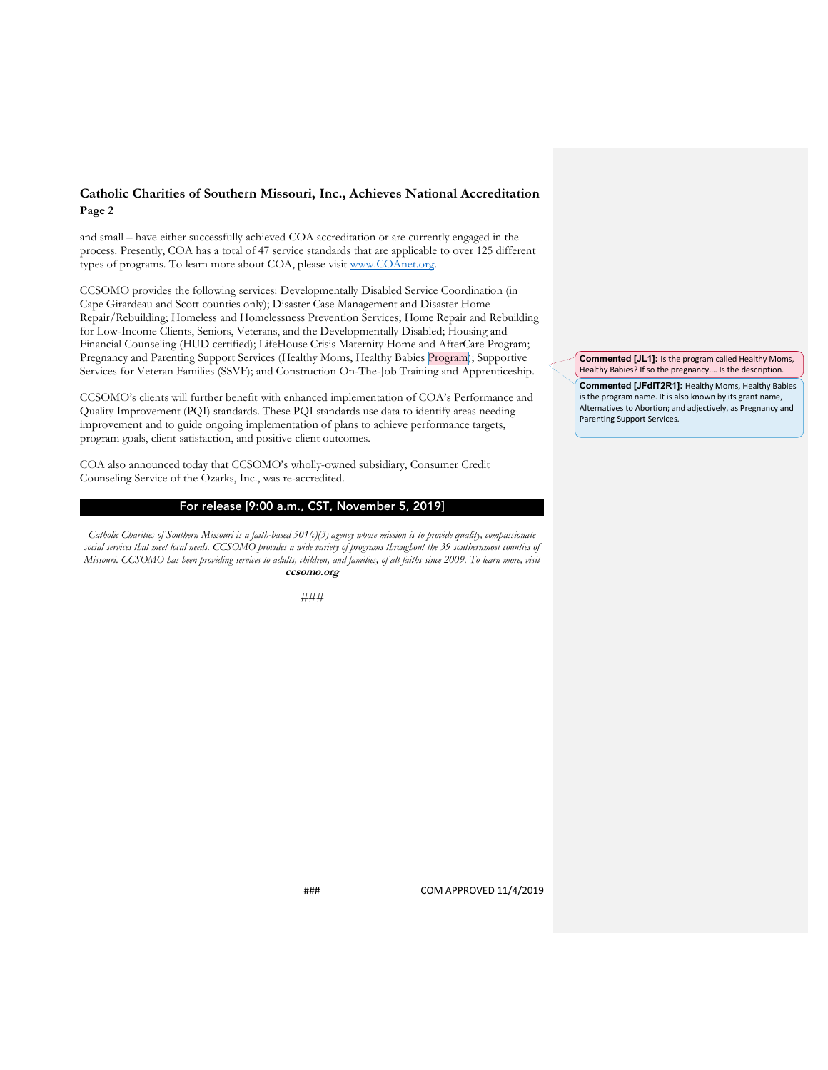and small – have either successfully achieved COA accreditation or are currently engaged in the process. Presently, COA has a total of 47 service standards that are applicable to over 125 different types of programs. To learn more about COA, please visit www.COAnet.org.

CCSOMO provides the following services: Developmentally Disabled Service Coordination (in Cape Girardeau and Scott counties only); Disaster Case Management and Disaster Home Repair/Rebuilding; Homeless and Homelessness Prevention Services; Home Repair and Rebuilding for Low-Income Clients, Seniors, Veterans, and the Developmentally Disabled; Housing and Financial Counseling (HUD certified); LifeHouse Crisis Maternity Home and AfterCare Program; Pregnancy and Parenting Support Services (Healthy Moms, Healthy Babies Program); Supportive Services for Veteran Families (SSVF); and Construction On-The-Job Training and Apprenticeship.

CCSOMO's clients will further benefit with enhanced implementation of COA's Performance and Quality Improvement (PQI) standards. These PQI standards use data to identify areas needing improvement and to guide ongoing implementation of plans to achieve performance targets, program goals, client satisfaction, and positive client outcomes.

COA also announced today that CCSOMO's wholly-owned subsidiary, Consumer Credit Counseling Service of the Ozarks, Inc., was re-accredited.

**For release [9:00 a.m., CST, November 5, 2019]**

*Catholic Charities of Southern Missouri is a faith-based 501(c)(3) agency whose mission is to provide quality, compassionate social services that meet local needs. CCSOMO provides a wide variety of programs throughout the 39 southernmost counties of Missouri. CCSOMO has been providing services to adults, children, and families, of all faiths since 2009. To learn more, visit* ***ccsomo.org***

###

### COM APPROVED 11/4/2019

**Commented [JL1]:** Is the program called Healthy Moms, Healthy Babies? If so the pregnancy…. Is the description.

**Commented [JFdIT2R1]:** Healthy Moms, Healthy Babies is the program name. It is also known by its grant name, Alternatives to Abortion; and adjectively, as Pregnancy and Parenting Support Services.